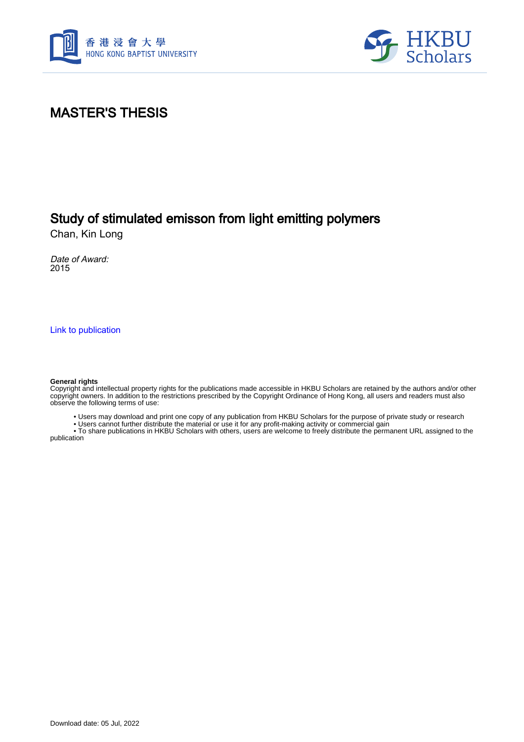# MASTER'S THESIS

## Study of stimulated emisson from light emitting polymers

Chan, Kin Long

*Date of Award:*
2015

Link to publication

**General rights**
Copyright and intellectual property rights for the publications made accessible in HKBU Scholars are retained by the authors and/or other copyright owners. In addition to the restrictions prescribed by the Copyright Ordinance of Hong Kong, all users and readers must also observe the following terms of use:

- Users may download and print one copy of any publication from HKBU Scholars for the purpose of private study or research
- Users cannot further distribute the material or use it for any profit-making activity or commercial gain
- To share publications in HKBU Scholars with others, users are welcome to freely distribute the permanent URL assigned to the publication

Download date: 05 Jul, 2022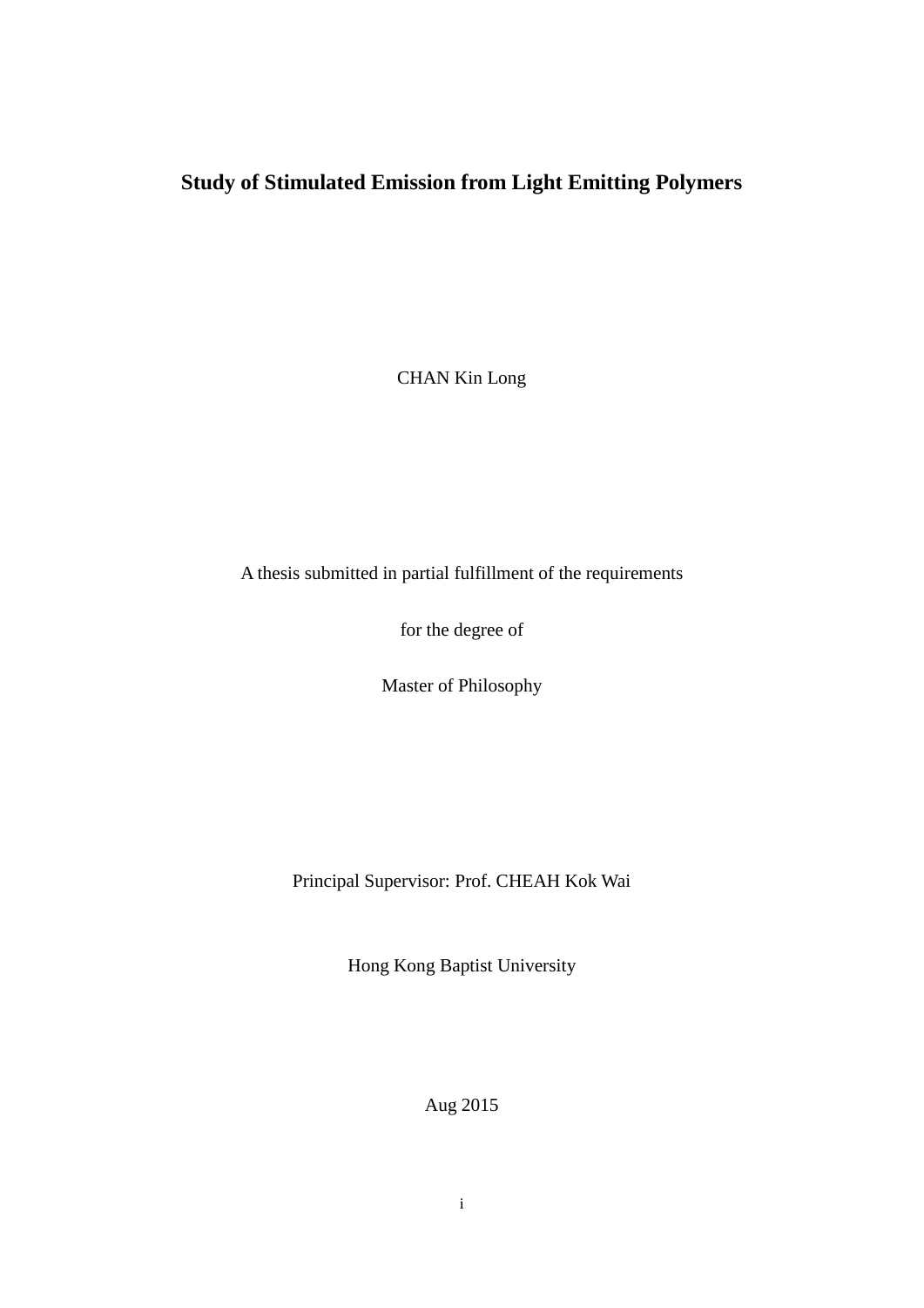# Study of Stimulated Emission from Light Emitting Polymers

CHAN Kin Long

A thesis submitted in partial fulfillment of the requirements

for the degree of

Master of Philosophy

Principal Supervisor: Prof. CHEAH Kok Wai

Hong Kong Baptist University

Aug 2015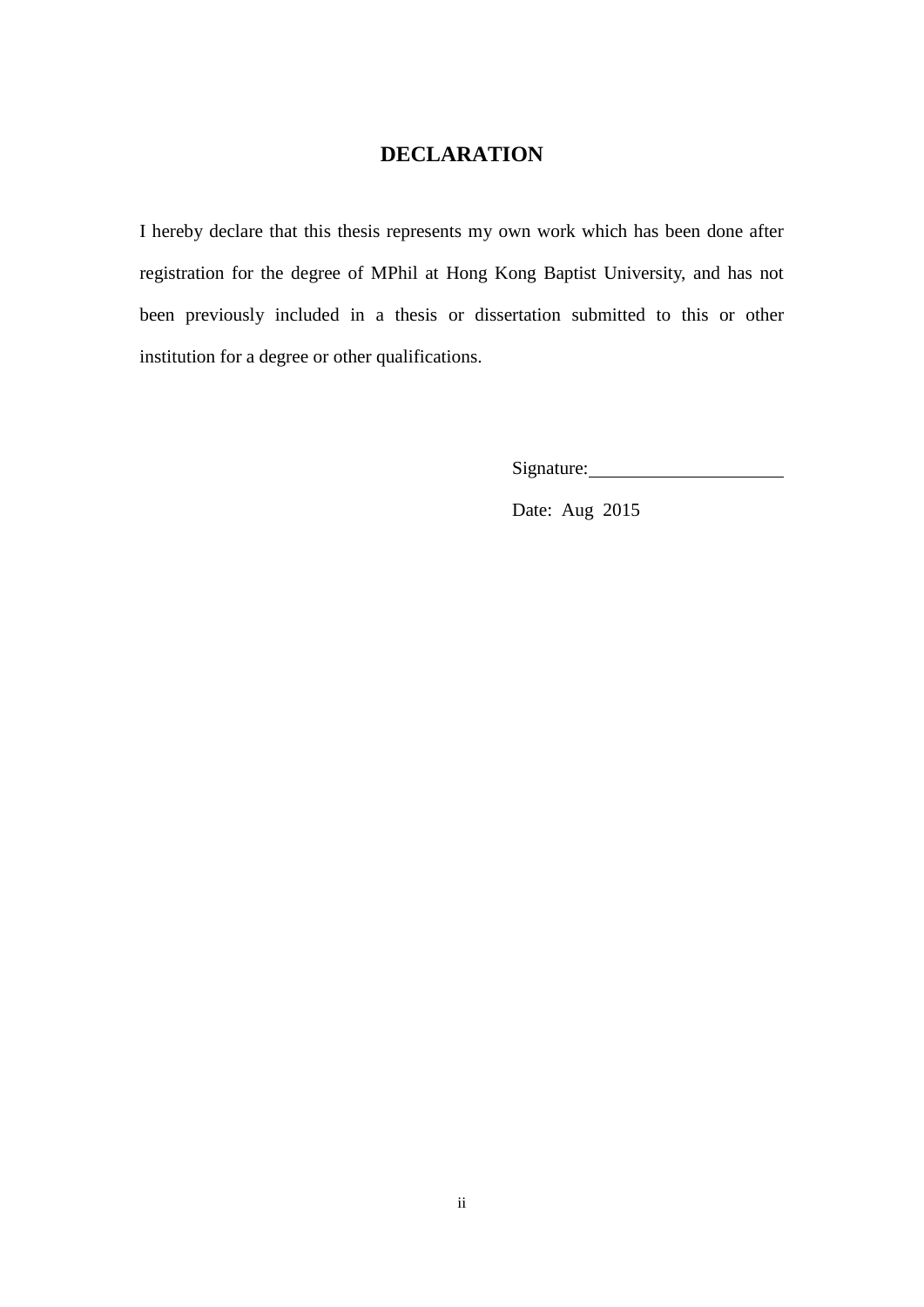# DECLARATION

I hereby declare that this thesis represents my own work which has been done after registration for the degree of MPhil at Hong Kong Baptist University, and has not been previously included in a thesis or dissertation submitted to this or other institution for a degree or other qualifications.

Signature:\_\_\_\_\_\_\_\_\_\_\_\_\_\_\_\_\_\_\_\_\_\_

Date: Aug 2015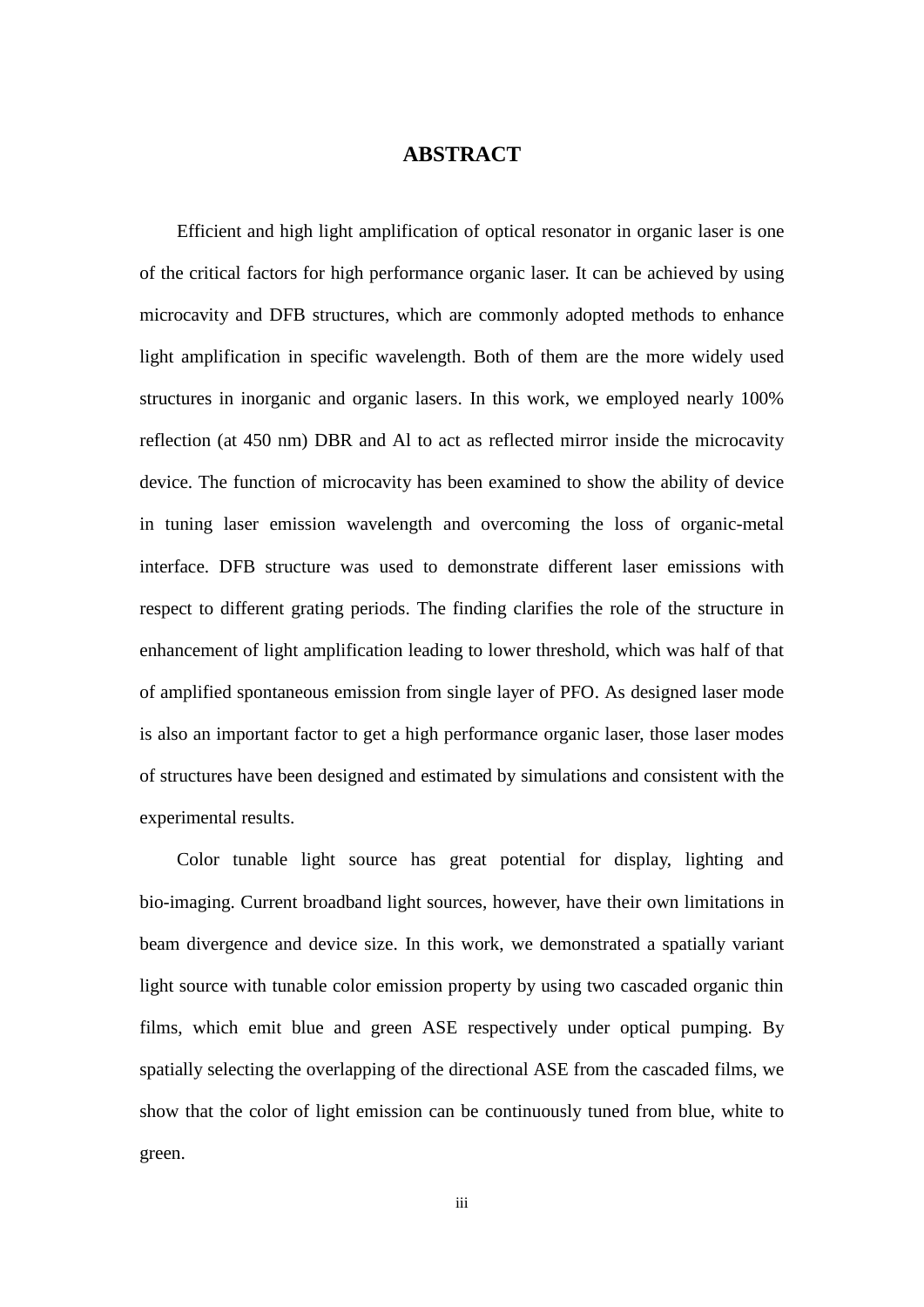# ABSTRACT

Efficient and high light amplification of optical resonator in organic laser is one of the critical factors for high performance organic laser. It can be achieved by using microcavity and DFB structures, which are commonly adopted methods to enhance light amplification in specific wavelength. Both of them are the more widely used structures in inorganic and organic lasers. In this work, we employed nearly 100% reflection (at 450 nm) DBR and Al to act as reflected mirror inside the microcavity device. The function of microcavity has been examined to show the ability of device in tuning laser emission wavelength and overcoming the loss of organic-metal interface. DFB structure was used to demonstrate different laser emissions with respect to different grating periods. The finding clarifies the role of the structure in enhancement of light amplification leading to lower threshold, which was half of that of amplified spontaneous emission from single layer of PFO. As designed laser mode is also an important factor to get a high performance organic laser, those laser modes of structures have been designed and estimated by simulations and consistent with the experimental results.

Color tunable light source has great potential for display, lighting and bio-imaging. Current broadband light sources, however, have their own limitations in beam divergence and device size. In this work, we demonstrated a spatially variant light source with tunable color emission property by using two cascaded organic thin films, which emit blue and green ASE respectively under optical pumping. By spatially selecting the overlapping of the directional ASE from the cascaded films, we show that the color of light emission can be continuously tuned from blue, white to green.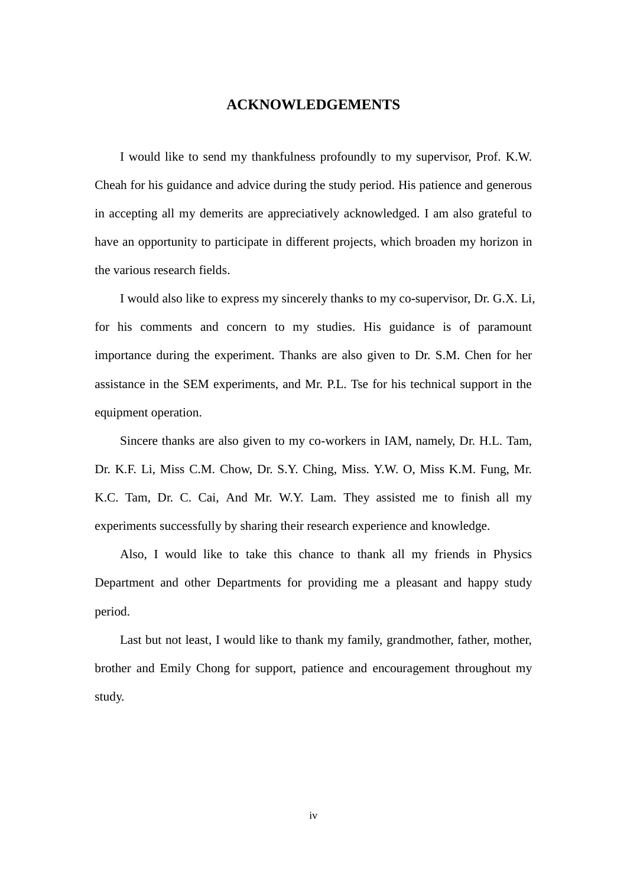# ACKNOWLEDGEMENTS

I would like to send my thankfulness profoundly to my supervisor, Prof. K.W. Cheah for his guidance and advice during the study period. His patience and generous in accepting all my demerits are appreciatively acknowledged. I am also grateful to have an opportunity to participate in different projects, which broaden my horizon in the various research fields.

I would also like to express my sincerely thanks to my co-supervisor, Dr. G.X. Li, for his comments and concern to my studies. His guidance is of paramount importance during the experiment. Thanks are also given to Dr. S.M. Chen for her assistance in the SEM experiments, and Mr. P.L. Tse for his technical support in the equipment operation.

Sincere thanks are also given to my co-workers in IAM, namely, Dr. H.L. Tam, Dr. K.F. Li, Miss C.M. Chow, Dr. S.Y. Ching, Miss. Y.W. O, Miss K.M. Fung, Mr. K.C. Tam, Dr. C. Cai, And Mr. W.Y. Lam. They assisted me to finish all my experiments successfully by sharing their research experience and knowledge.

Also, I would like to take this chance to thank all my friends in Physics Department and other Departments for providing me a pleasant and happy study period.

Last but not least, I would like to thank my family, grandmother, father, mother, brother and Emily Chong for support, patience and encouragement throughout my study.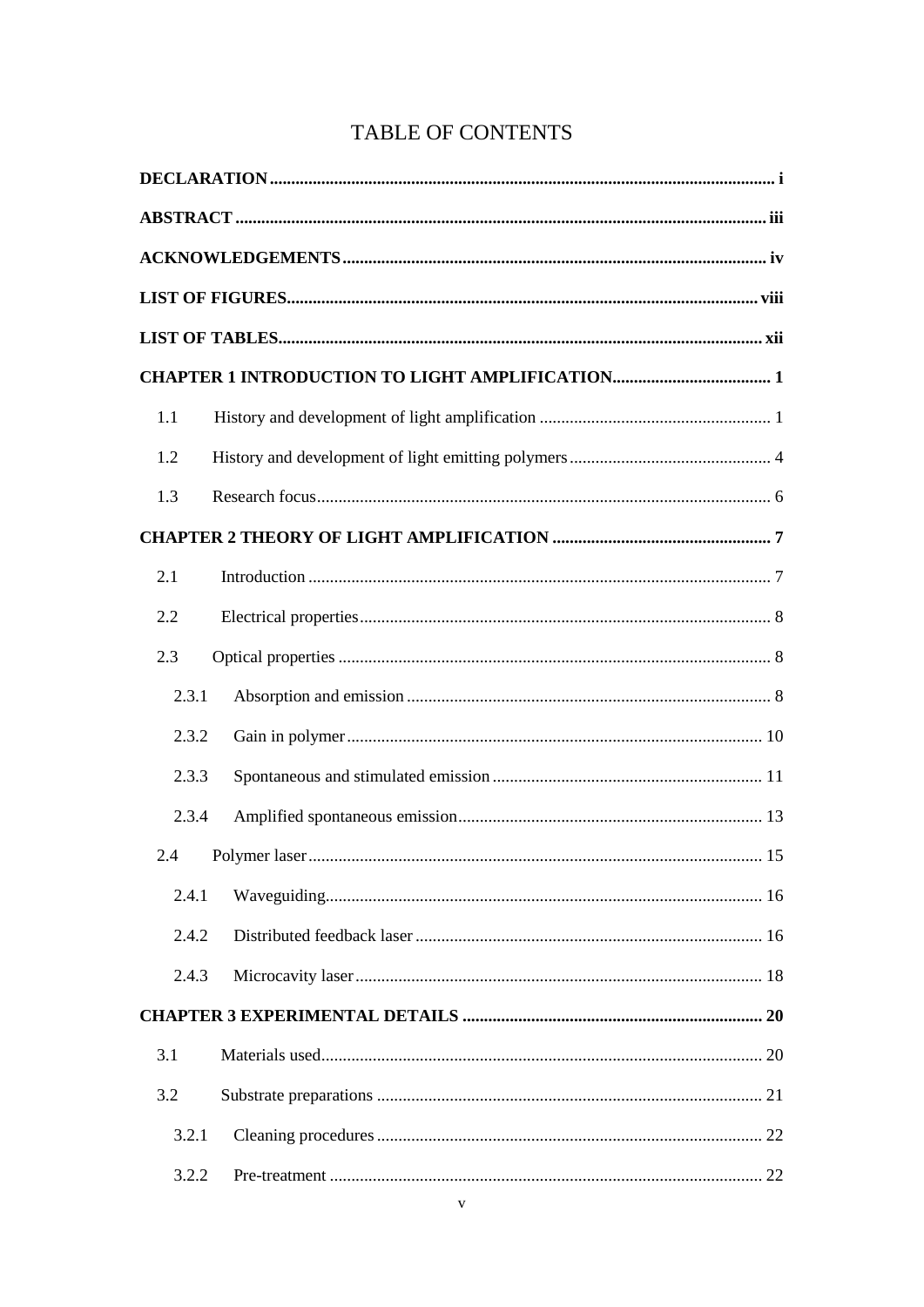# TABLE OF CONTENTS

**DECLARATION** ..... i

**ABSTRACT** ..... iii

**ACKNOWLEDGEMENTS** ..... iv

**LIST OF FIGURES** ..... viii

**LIST OF TABLES** ..... xii

**CHAPTER 1 INTRODUCTION TO LIGHT AMPLIFICATION** ..... 1

- 1.1 History and development of light amplification ..... 1
- 1.2 History and development of light emitting polymers ..... 4
- 1.3 Research focus ..... 6

**CHAPTER 2 THEORY OF LIGHT AMPLIFICATION** ..... 7

- 2.1 Introduction ..... 7
- 2.2 Electrical properties ..... 8
- 2.3 Optical properties ..... 8
  - 2.3.1 Absorption and emission ..... 8
  - 2.3.2 Gain in polymer ..... 10
  - 2.3.3 Spontaneous and stimulated emission ..... 11
  - 2.3.4 Amplified spontaneous emission ..... 13
- 2.4 Polymer laser ..... 15
  - 2.4.1 Waveguiding ..... 16
  - 2.4.2 Distributed feedback laser ..... 16
  - 2.4.3 Microcavity laser ..... 18

**CHAPTER 3 EXPERIMENTAL DETAILS** ..... 20

- 3.1 Materials used ..... 20
- 3.2 Substrate preparations ..... 21
  - 3.2.1 Cleaning procedures ..... 22
  - 3.2.2 Pre-treatment ..... 22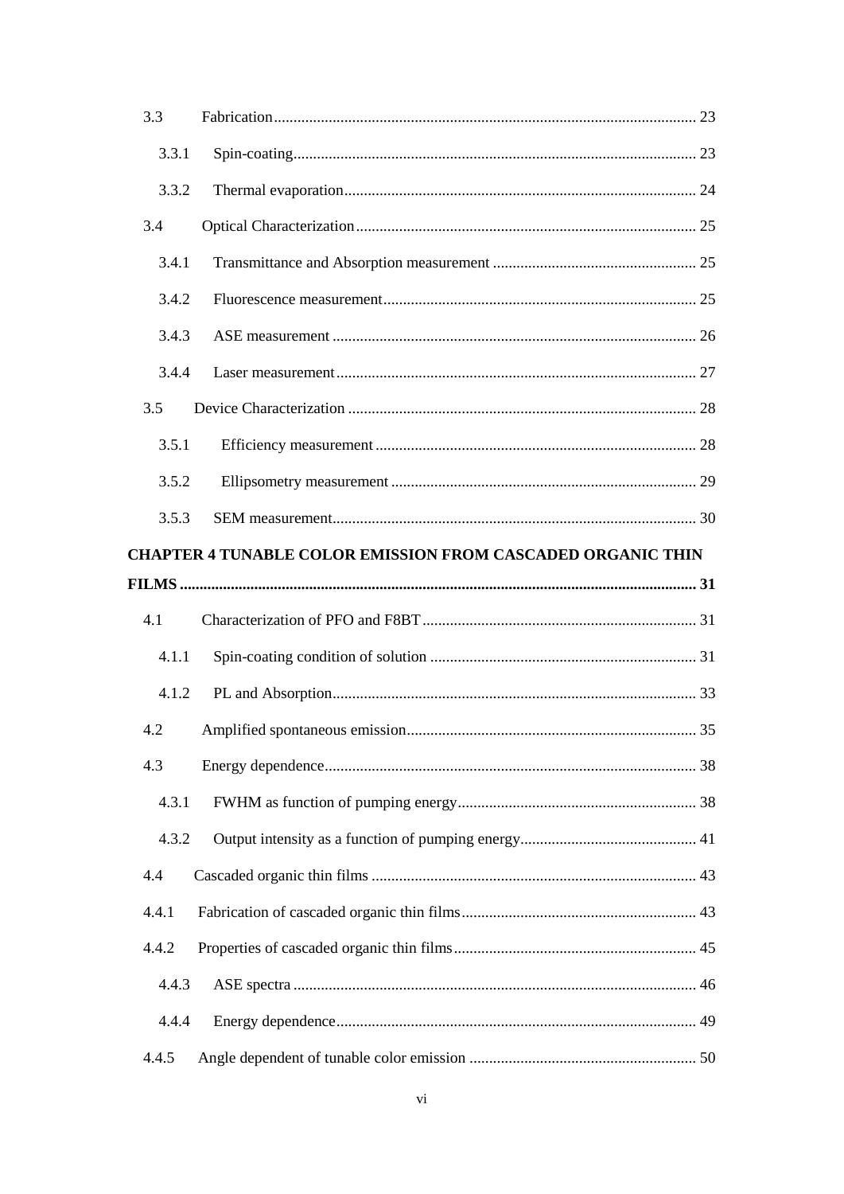3.3 Fabrication ........ 23

3.3.1 Spin-coating ........ 23

3.3.2 Thermal evaporation ........ 24

3.4 Optical Characterization ........ 25

3.4.1 Transmittance and Absorption measurement ........ 25

3.4.2 Fluorescence measurement ........ 25

3.4.3 ASE measurement ........ 26

3.4.4 Laser measurement ........ 27

3.5 Device Characterization ........ 28

3.5.1 Efficiency measurement ........ 28

3.5.2 Ellipsometry measurement ........ 29

3.5.3 SEM measurement ........ 30

**CHAPTER 4 TUNABLE COLOR EMISSION FROM CASCADED ORGANIC THIN FILMS ........ 31**

4.1 Characterization of PFO and F8BT ........ 31

4.1.1 Spin-coating condition of solution ........ 31

4.1.2 PL and Absorption ........ 33

4.2 Amplified spontaneous emission ........ 35

4.3 Energy dependence ........ 38

4.3.1 FWHM as function of pumping energy ........ 38

4.3.2 Output intensity as a function of pumping energy ........ 41

4.4 Cascaded organic thin films ........ 43

4.4.1 Fabrication of cascaded organic thin films ........ 43

4.4.2 Properties of cascaded organic thin films ........ 45

4.4.3 ASE spectra ........ 46

4.4.4 Energy dependence ........ 49

4.4.5 Angle dependent of tunable color emission ........ 50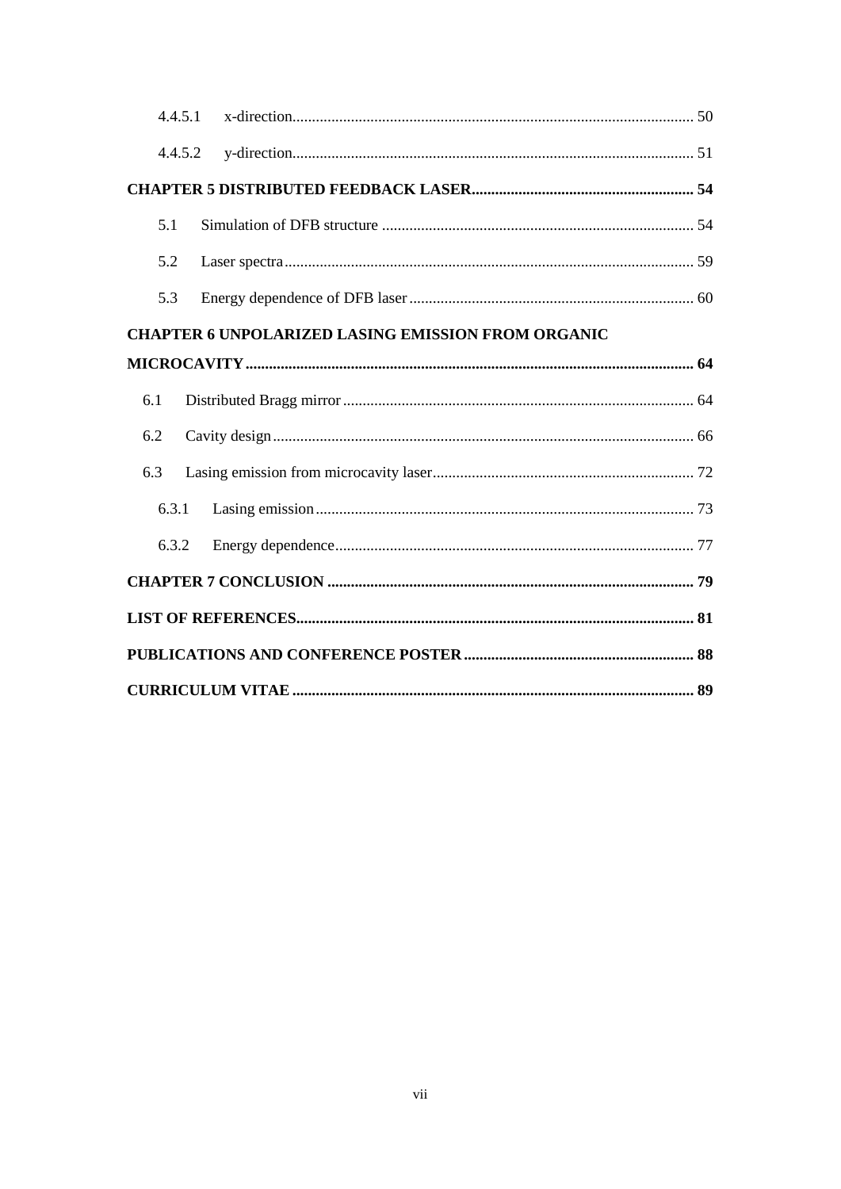4.4.5.1 x-direction...................................................................................................... 50

4.4.5.2 y-direction...................................................................................................... 51

**CHAPTER 5 DISTRIBUTED FEEDBACK LASER......................................................... 54**

5.1 Simulation of DFB structure ............................................................................... 54

5.2 Laser spectra........................................................................................................ 59

5.3 Energy dependence of DFB laser ........................................................................ 60

**CHAPTER 6 UNPOLARIZED LASING EMISSION FROM ORGANIC MICROCAVITY................................................................................................................. 64**

6.1 Distributed Bragg mirror ......................................................................................... 64

6.2 Cavity design........................................................................................................... 66

6.3 Lasing emission from microcavity laser.................................................................. 72

6.3.1 Lasing emission................................................................................................ 73

6.3.2 Energy dependence........................................................................................... 77

**CHAPTER 7 CONCLUSION ............................................................................................ 79**

**LIST OF REFERENCES.................................................................................................... 81**

**PUBLICATIONS AND CONFERENCE POSTER .......................................................... 88**

**CURRICULUM VITAE ..................................................................................................... 89**